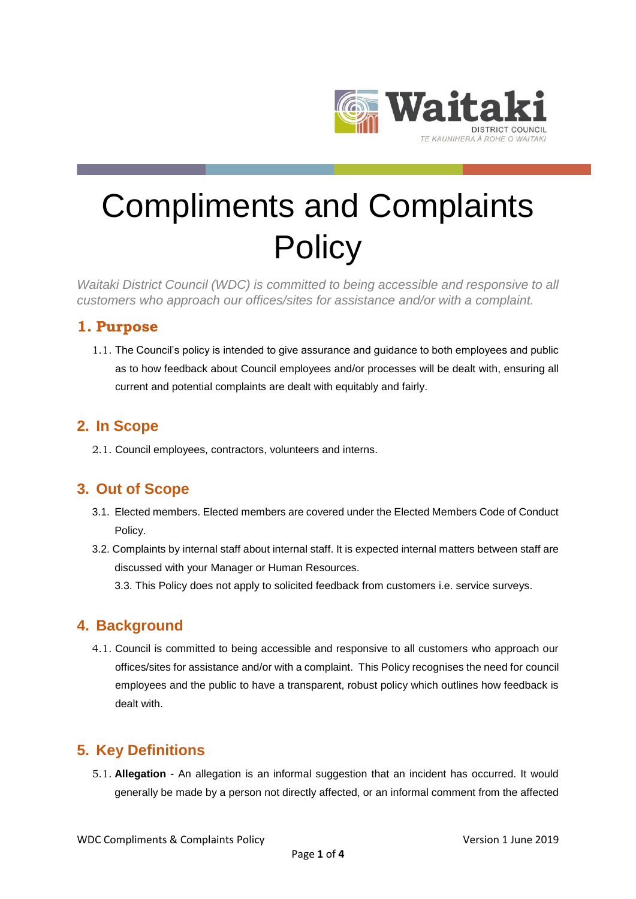Waitaki DISTRICT COUNCIL TE KAUNIHERA Ā ROHE O WAITAKI

# Compliments and Complaints Policy

*Waitaki District Council (WDC) is committed to being accessible and responsive to all customers who approach our offices/sites for assistance and/or with a complaint.*

## 1. Purpose

1.1. The Council's policy is intended to give assurance and guidance to both employees and public as to how feedback about Council employees and/or processes will be dealt with, ensuring all current and potential complaints are dealt with equitably and fairly.

## 2. In Scope

2.1. Council employees, contractors, volunteers and interns.

## 3. Out of Scope

3.1. Elected members. Elected members are covered under the Elected Members Code of Conduct Policy.

3.2. Complaints by internal staff about internal staff. It is expected internal matters between staff are discussed with your Manager or Human Resources.

3.3. This Policy does not apply to solicited feedback from customers i.e. service surveys.

## 4. Background

4.1. Council is committed to being accessible and responsive to all customers who approach our offices/sites for assistance and/or with a complaint. This Policy recognises the need for council employees and the public to have a transparent, robust policy which outlines how feedback is dealt with.

## 5. Key Definitions

5.1. **Allegation** - An allegation is an informal suggestion that an incident has occurred. It would generally be made by a person not directly affected, or an informal comment from the affected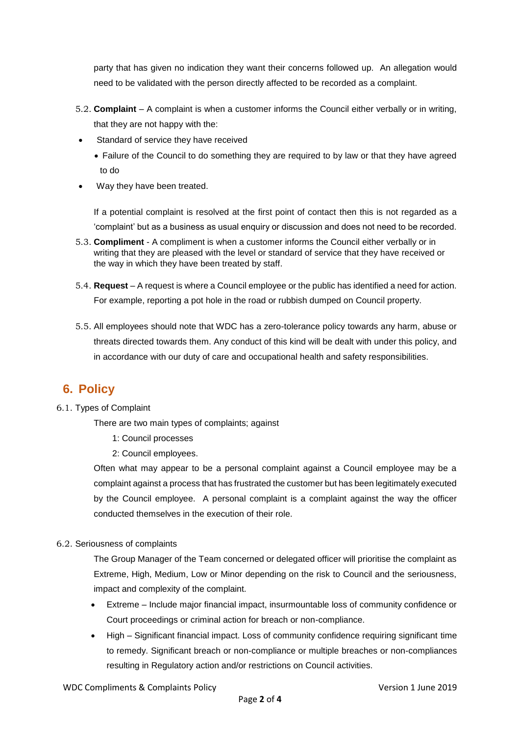party that has given no indication they want their concerns followed up. An allegation would need to be validated with the person directly affected to be recorded as a complaint.

5.2. **Complaint** – A complaint is when a customer informs the Council either verbally or in writing, that they are not happy with the:

- Standard of service they have received
- Failure of the Council to do something they are required to by law or that they have agreed to do
- Way they have been treated.

If a potential complaint is resolved at the first point of contact then this is not regarded as a 'complaint' but as a business as usual enquiry or discussion and does not need to be recorded.

5.3. **Compliment** - A compliment is when a customer informs the Council either verbally or in writing that they are pleased with the level or standard of service that they have received or the way in which they have been treated by staff.

5.4. **Request** – A request is where a Council employee or the public has identified a need for action. For example, reporting a pot hole in the road or rubbish dumped on Council property.

5.5. All employees should note that WDC has a zero-tolerance policy towards any harm, abuse or threats directed towards them. Any conduct of this kind will be dealt with under this policy, and in accordance with our duty of care and occupational health and safety responsibilities.

## 6. Policy

6.1. Types of Complaint

There are two main types of complaints; against

1: Council processes

2: Council employees.

Often what may appear to be a personal complaint against a Council employee may be a complaint against a process that has frustrated the customer but has been legitimately executed by the Council employee. A personal complaint is a complaint against the way the officer conducted themselves in the execution of their role.

6.2. Seriousness of complaints

The Group Manager of the Team concerned or delegated officer will prioritise the complaint as Extreme, High, Medium, Low or Minor depending on the risk to Council and the seriousness, impact and complexity of the complaint.

- Extreme – Include major financial impact, insurmountable loss of community confidence or Court proceedings or criminal action for breach or non-compliance.
- High – Significant financial impact. Loss of community confidence requiring significant time to remedy. Significant breach or non-compliance or multiple breaches or non-compliances resulting in Regulatory action and/or restrictions on Council activities.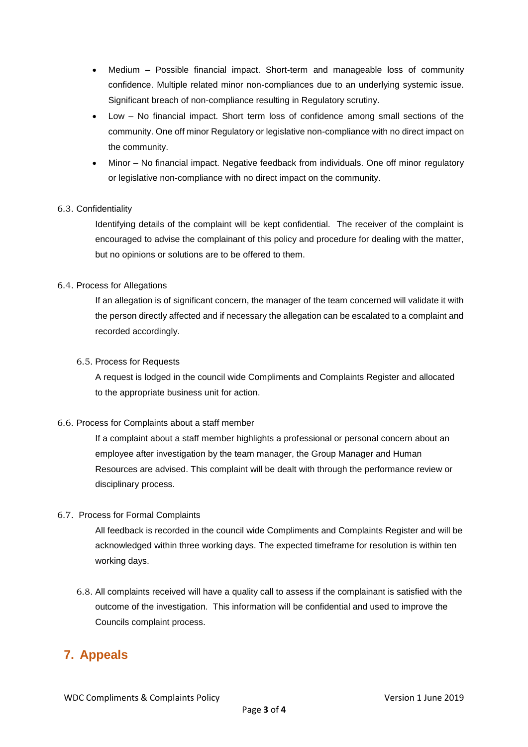- Medium – Possible financial impact. Short-term and manageable loss of community confidence. Multiple related minor non-compliances due to an underlying systemic issue. Significant breach of non-compliance resulting in Regulatory scrutiny.
- Low – No financial impact. Short term loss of confidence among small sections of the community. One off minor Regulatory or legislative non-compliance with no direct impact on the community.
- Minor – No financial impact. Negative feedback from individuals. One off minor regulatory or legislative non-compliance with no direct impact on the community.

6.3. Confidentiality

Identifying details of the complaint will be kept confidential. The receiver of the complaint is encouraged to advise the complainant of this policy and procedure for dealing with the matter, but no opinions or solutions are to be offered to them.

6.4. Process for Allegations

If an allegation is of significant concern, the manager of the team concerned will validate it with the person directly affected and if necessary the allegation can be escalated to a complaint and recorded accordingly.

6.5. Process for Requests

A request is lodged in the council wide Compliments and Complaints Register and allocated to the appropriate business unit for action.

6.6. Process for Complaints about a staff member

If a complaint about a staff member highlights a professional or personal concern about an employee after investigation by the team manager, the Group Manager and Human Resources are advised. This complaint will be dealt with through the performance review or disciplinary process.

6.7. Process for Formal Complaints

All feedback is recorded in the council wide Compliments and Complaints Register and will be acknowledged within three working days. The expected timeframe for resolution is within ten working days.

6.8. All complaints received will have a quality call to assess if the complainant is satisfied with the outcome of the investigation. This information will be confidential and used to improve the Councils complaint process.

## 7. Appeals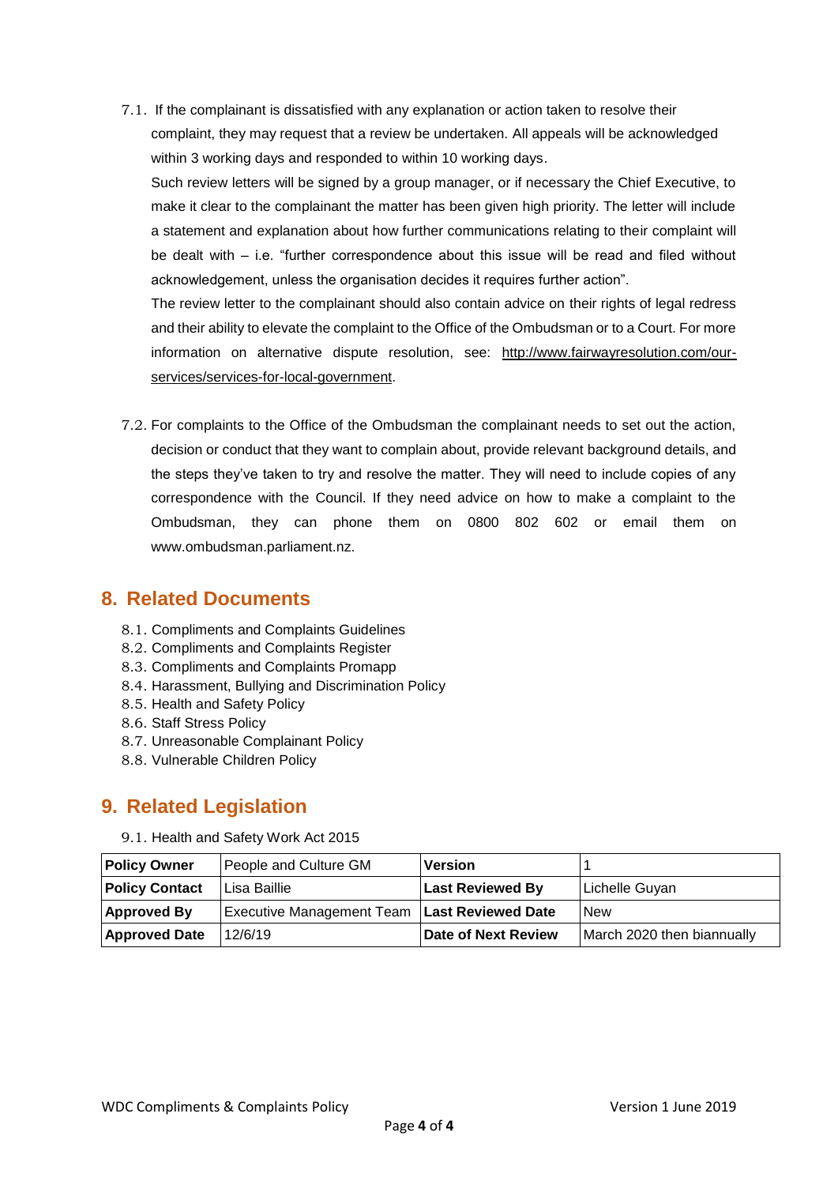7.1. If the complainant is dissatisfied with any explanation or action taken to resolve their complaint, they may request that a review be undertaken. All appeals will be acknowledged within 3 working days and responded to within 10 working days.

Such review letters will be signed by a group manager, or if necessary the Chief Executive, to make it clear to the complainant the matter has been given high priority. The letter will include a statement and explanation about how further communications relating to their complaint will be dealt with – i.e. "further correspondence about this issue will be read and filed without acknowledgement, unless the organisation decides it requires further action".

The review letter to the complainant should also contain advice on their rights of legal redress and their ability to elevate the complaint to the Office of the Ombudsman or to a Court. For more information on alternative dispute resolution, see: http://www.fairwayresolution.com/our-services/services-for-local-government.

7.2. For complaints to the Office of the Ombudsman the complainant needs to set out the action, decision or conduct that they want to complain about, provide relevant background details, and the steps they've taken to try and resolve the matter. They will need to include copies of any correspondence with the Council. If they need advice on how to make a complaint to the Ombudsman, they can phone them on 0800 802 602 or email them on www.ombudsman.parliament.nz.

## 8. Related Documents

8.1. Compliments and Complaints Guidelines
8.2. Compliments and Complaints Register
8.3. Compliments and Complaints Promapp
8.4. Harassment, Bullying and Discrimination Policy
8.5. Health and Safety Policy
8.6. Staff Stress Policy
8.7. Unreasonable Complainant Policy
8.8. Vulnerable Children Policy

## 9. Related Legislation

9.1. Health and Safety Work Act 2015

| | | | |
|---|---|---|---|
| **Policy Owner** | People and Culture GM | **Version** | 1 |
| **Policy Contact** | Lisa Baillie | **Last Reviewed By** | Lichelle Guyan |
| **Approved By** | Executive Management Team | **Last Reviewed Date** | New |
| **Approved Date** | 12/6/19 | **Date of Next Review** | March 2020 then biannually |